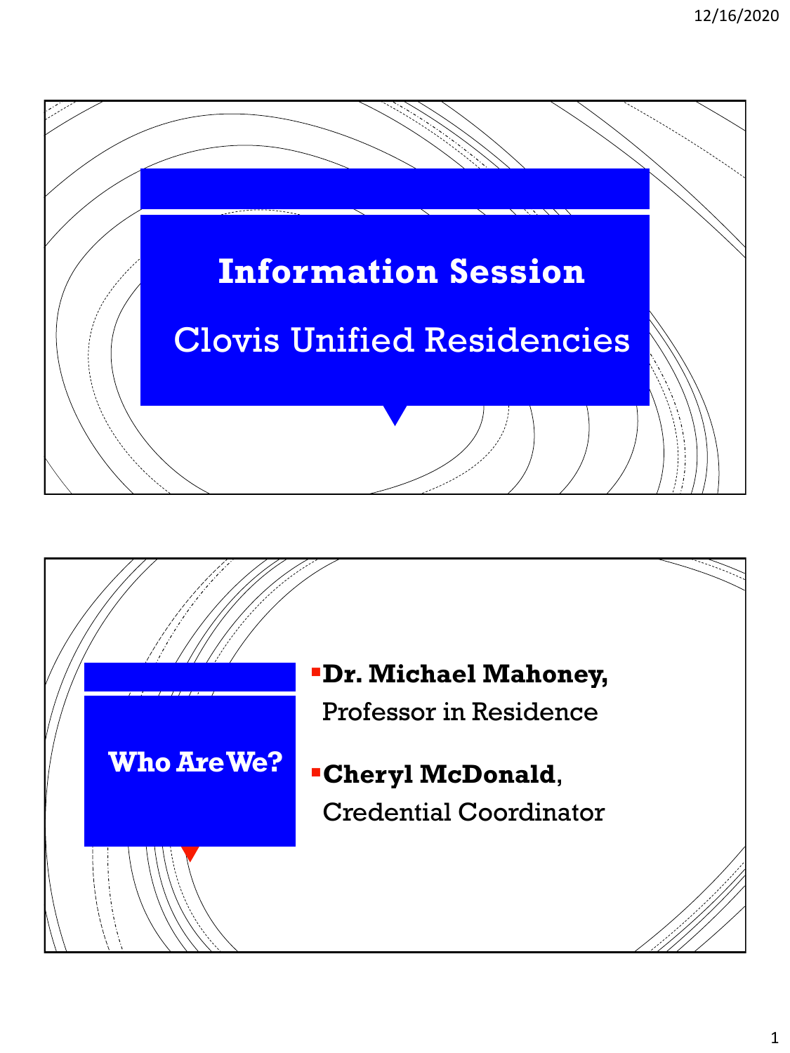# Information Session

## Clovis Unified Residencies

## Who Are We?

- **Dr. Michael Mahoney,** Professor in Residence
- **Cheryl McDonald**, Credential Coordinator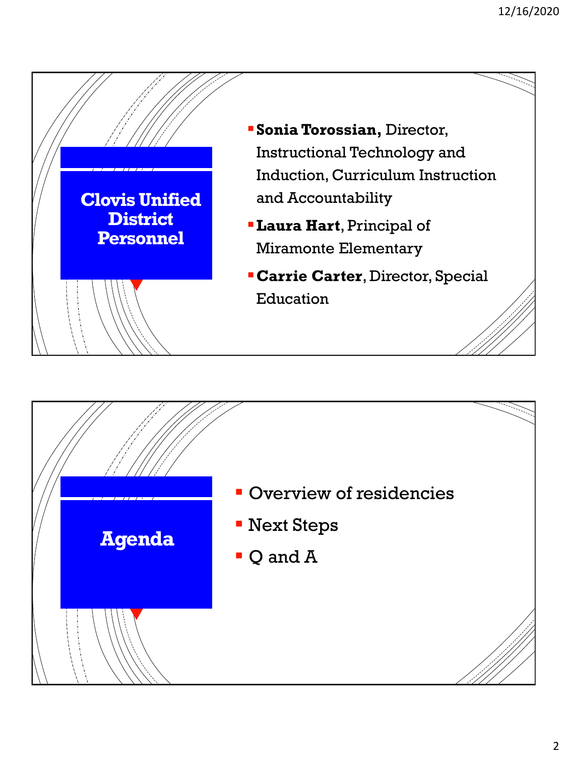## Clovis Unified District Personnel

- **Sonia Torossian,** Director, Instructional Technology and Induction, Curriculum Instruction and Accountability
- **Laura Hart**, Principal of Miramonte Elementary
- **Carrie Carter**, Director, Special Education

## Agenda

- Overview of residencies
- Next Steps
- Q and A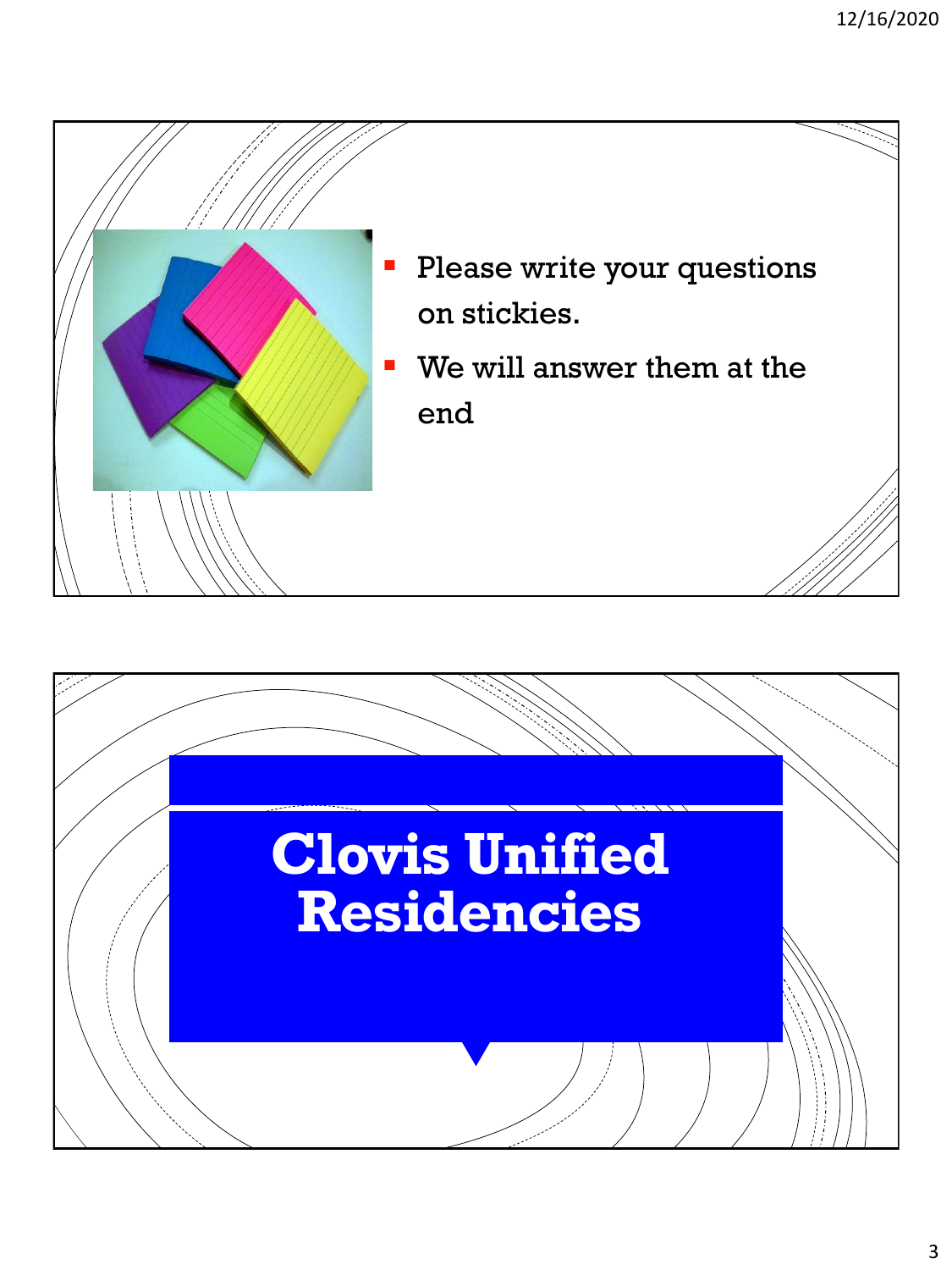- Please write your questions on stickies.
- We will answer them at the end

# Clovis Unified Residencies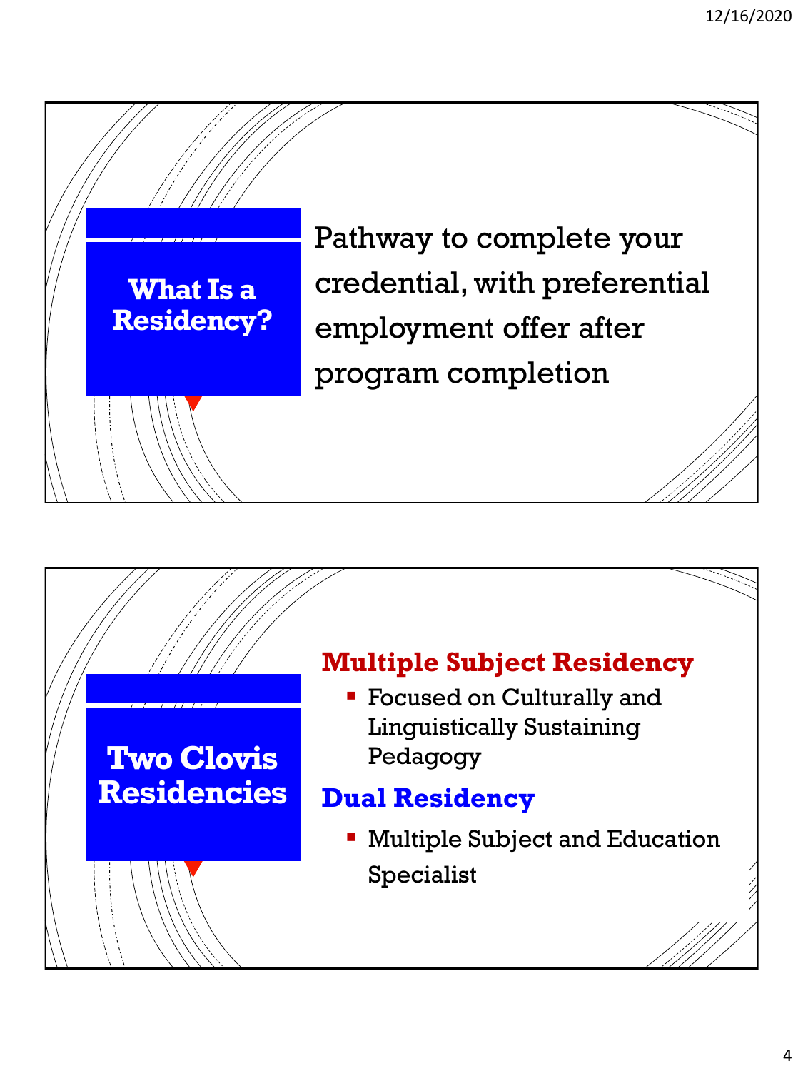## What Is a Residency?

Pathway to complete your credential, with preferential employment offer after program completion

## Two Clovis Residencies

**Multiple Subject Residency**

- Focused on Culturally and Linguistically Sustaining Pedagogy

**Dual Residency**

- Multiple Subject and Education Specialist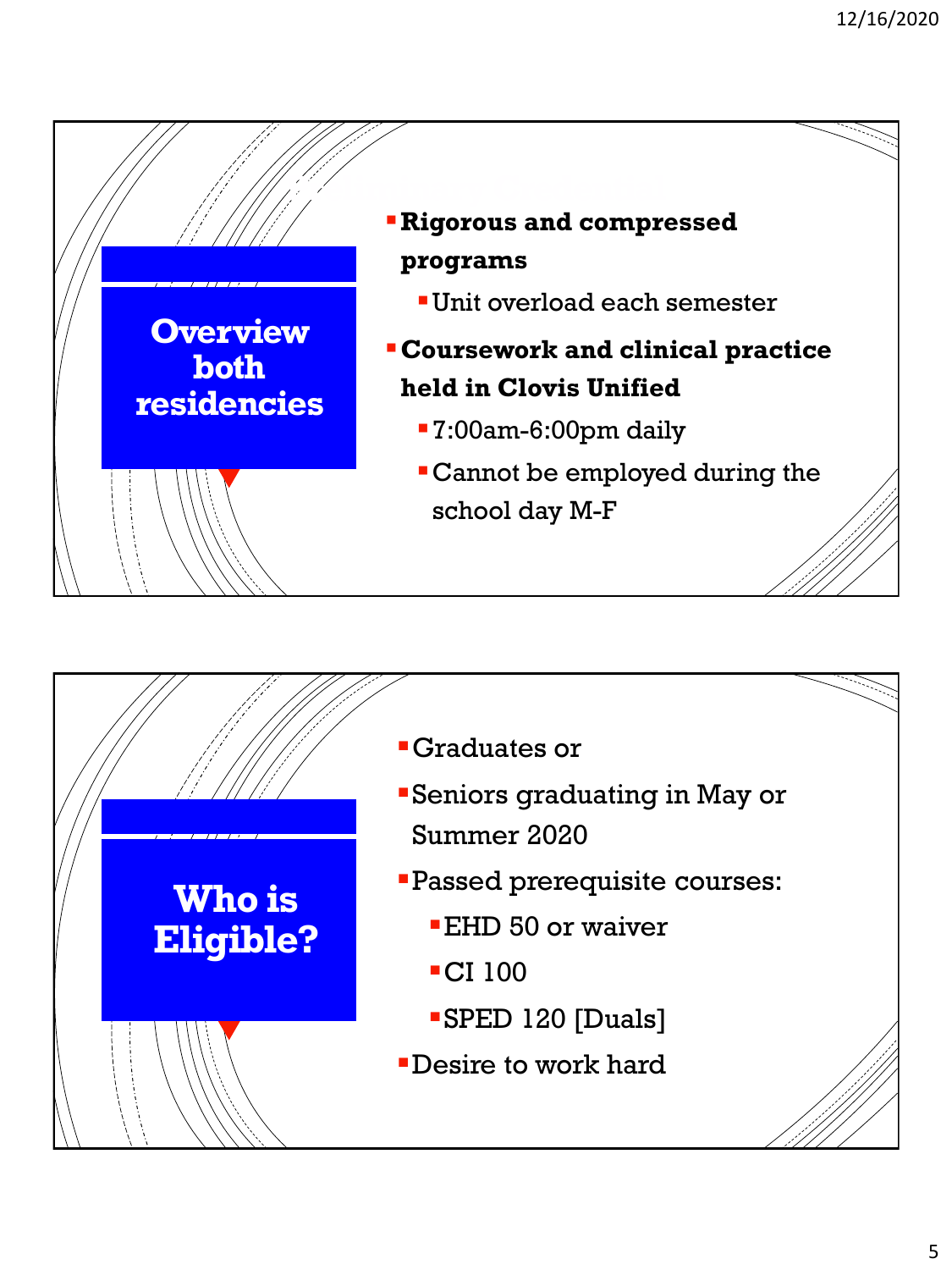## Overview both residencies

- **Rigorous and compressed programs**
  - Unit overload each semester
- **Coursework and clinical practice held in Clovis Unified**
  - 7:00am-6:00pm daily
  - Cannot be employed during the school day M-F

## Who is Eligible?

- Graduates or
- Seniors graduating in May or Summer 2020
- Passed prerequisite courses:
  - EHD 50 or waiver
  - CI 100
  - SPED 120 [Duals]
- Desire to work hard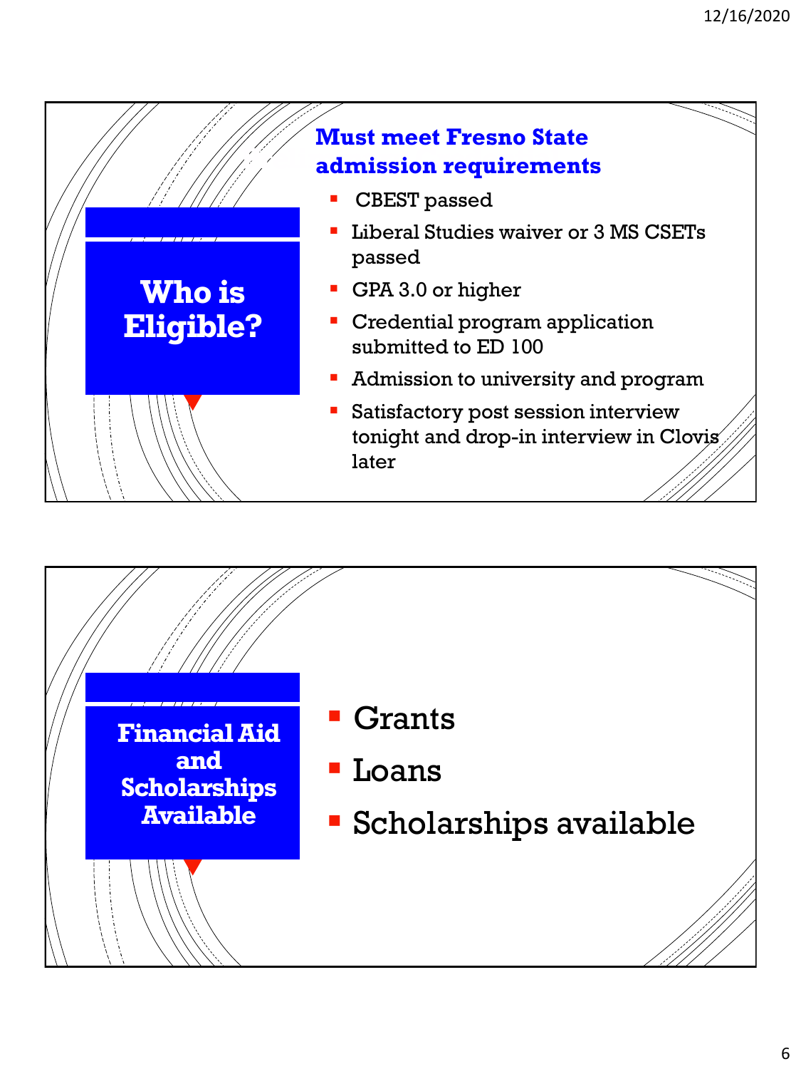## Who is Eligible?

### Must meet Fresno State admission requirements

- CBEST passed
- Liberal Studies waiver or 3 MS CSETs passed
- GPA 3.0 or higher
- Credential program application submitted to ED 100
- Admission to university and program
- Satisfactory post session interview tonight and drop-in interview in Clovis later

## Financial Aid and Scholarships Available

- Grants
- Loans
- Scholarships available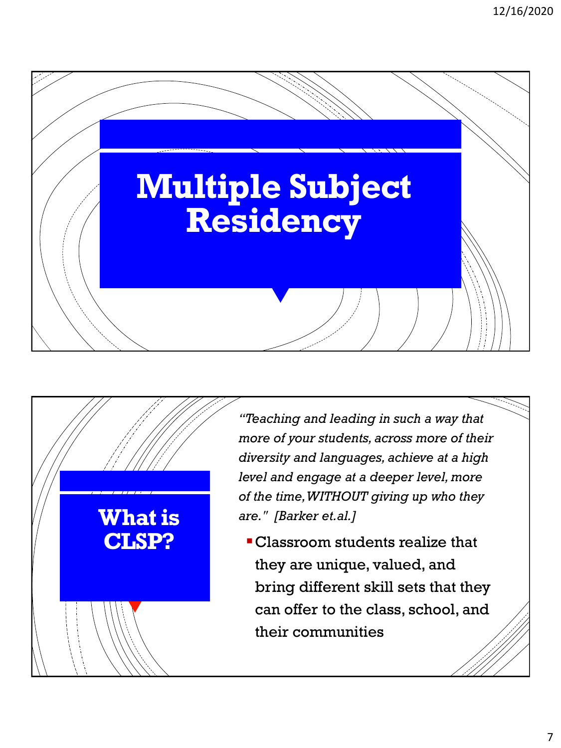# Multiple Subject Residency

## What is CLSP?

*"Teaching and leading in such a way that more of your students, across more of their diversity and languages, achieve at a high level and engage at a deeper level, more of the time, WITHOUT giving up who they are." [Barker et.al.]*

- Classroom students realize that they are unique, valued, and bring different skill sets that they can offer to the class, school, and their communities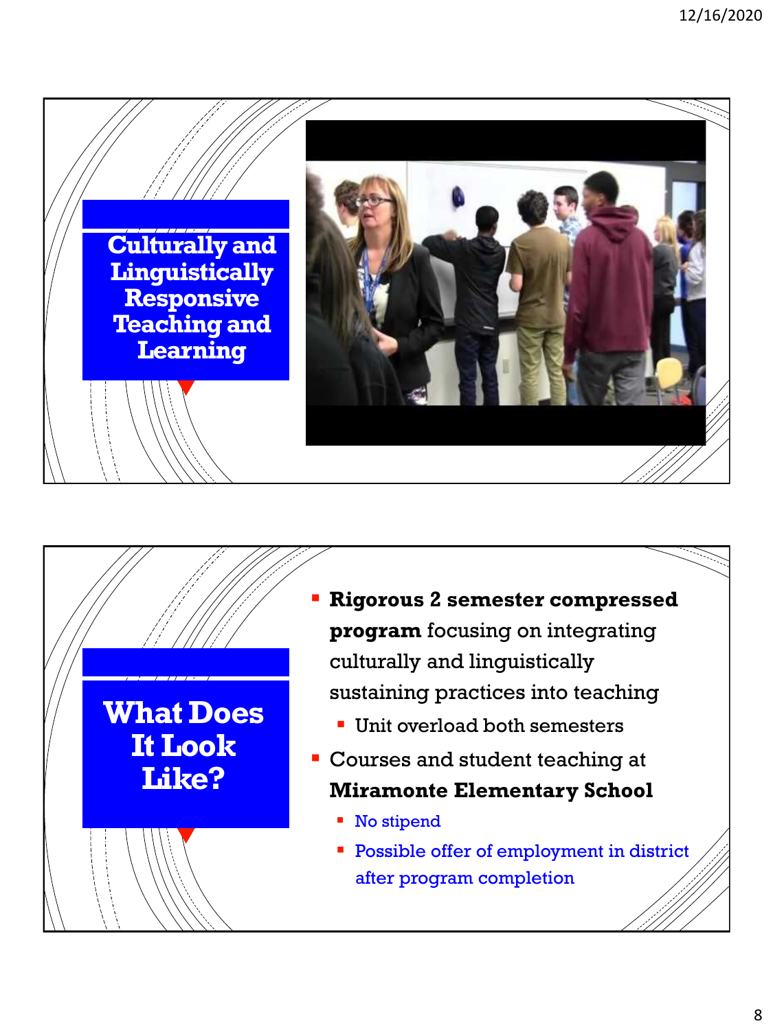## Culturally and Linguistically Responsive Teaching and Learning

## What Does It Look Like?

- **Rigorous 2 semester compressed program** focusing on integrating culturally and linguistically sustaining practices into teaching
  - Unit overload both semesters
- Courses and student teaching at **Miramonte Elementary School**
  - No stipend
  - Possible offer of employment in district after program completion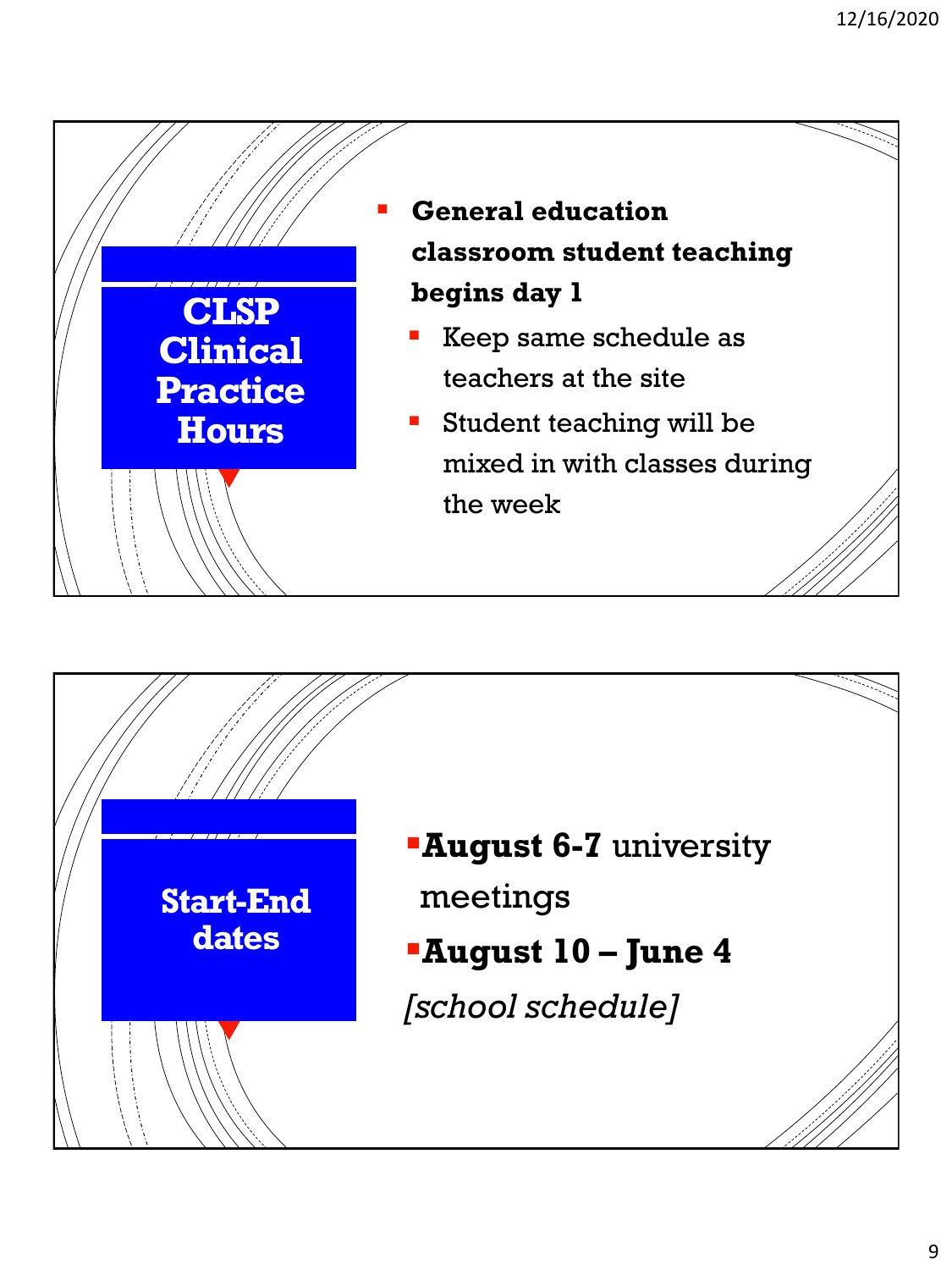## CLSP Clinical Practice Hours

- **General education classroom student teaching begins day 1**
  - Keep same schedule as teachers at the site
  - Student teaching will be mixed in with classes during the week

## Start-End dates

- **August 6-7** university meetings
- **August 10 – June 4**

*[school schedule]*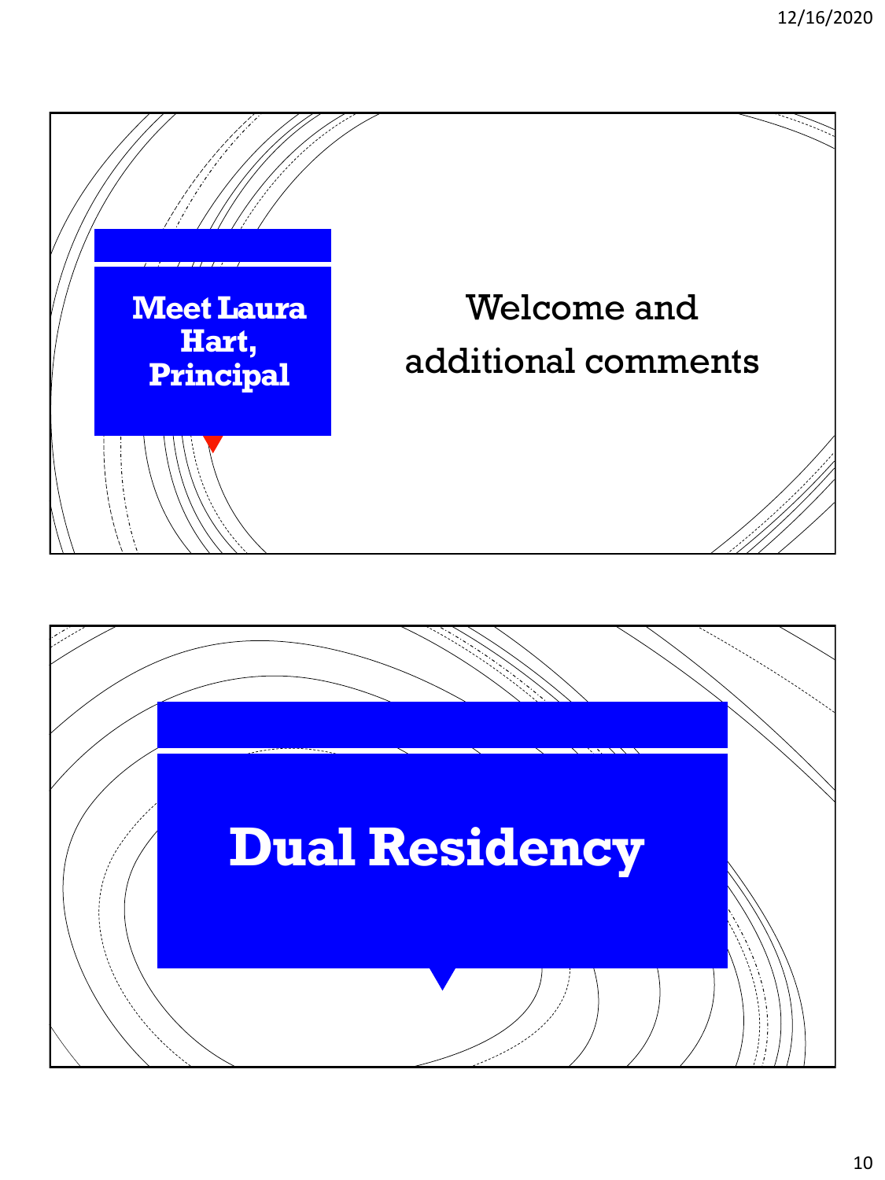## Meet Laura Hart, Principal

Welcome and additional comments

## Dual Residency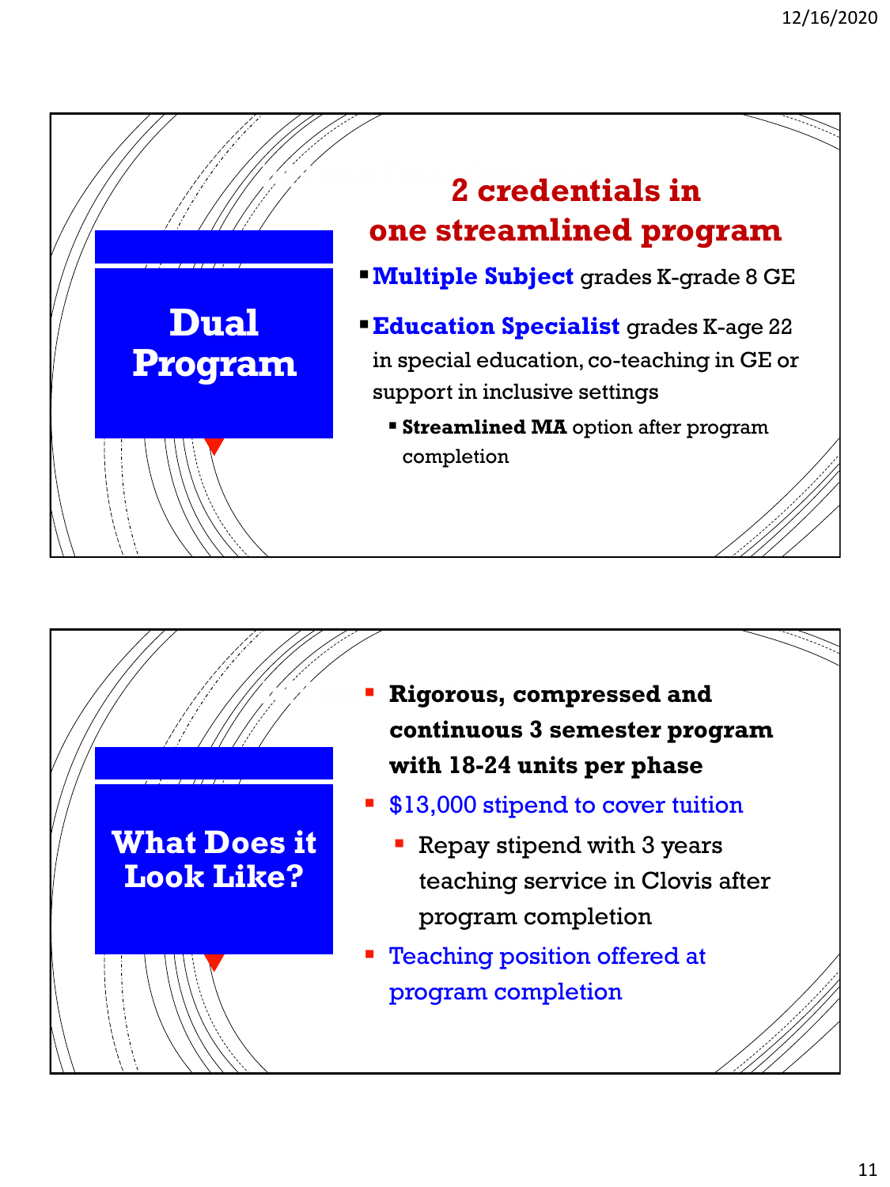## Dual Program

**2 credentials in one streamlined program**

- **Multiple Subject** grades K-grade 8 GE
- **Education Specialist** grades K-age 22 in special education, co-teaching in GE or support in inclusive settings
  - **Streamlined MA** option after program completion

## What Does it Look Like?

- **Rigorous, compressed and continuous 3 semester program with 18-24 units per phase**
- $13,000 stipend to cover tuition
  - Repay stipend with 3 years teaching service in Clovis after program completion
- Teaching position offered at program completion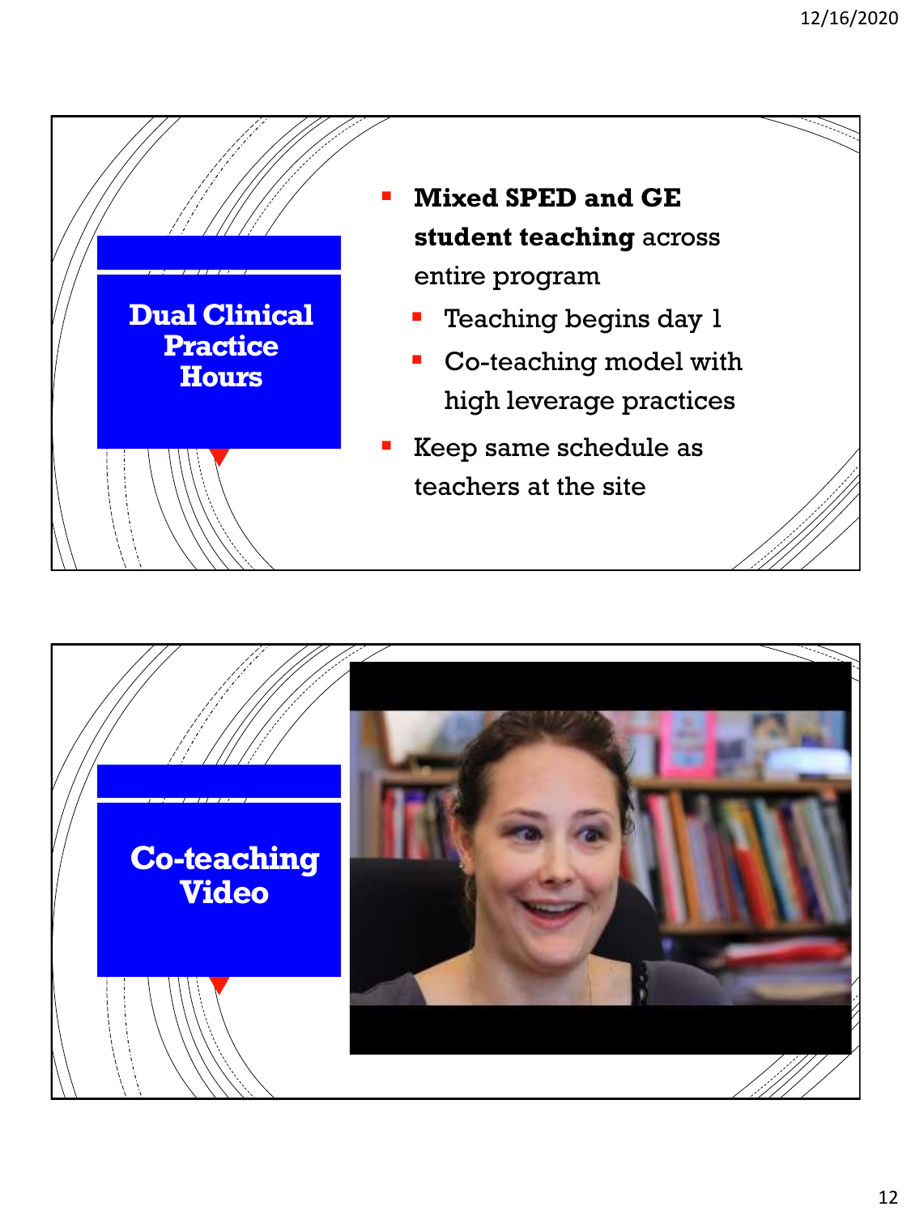## Dual Clinical Practice Hours

- **Mixed SPED and GE student teaching** across entire program
  - Teaching begins day 1
  - Co-teaching model with high leverage practices
- Keep same schedule as teachers at the site

## Co-teaching Video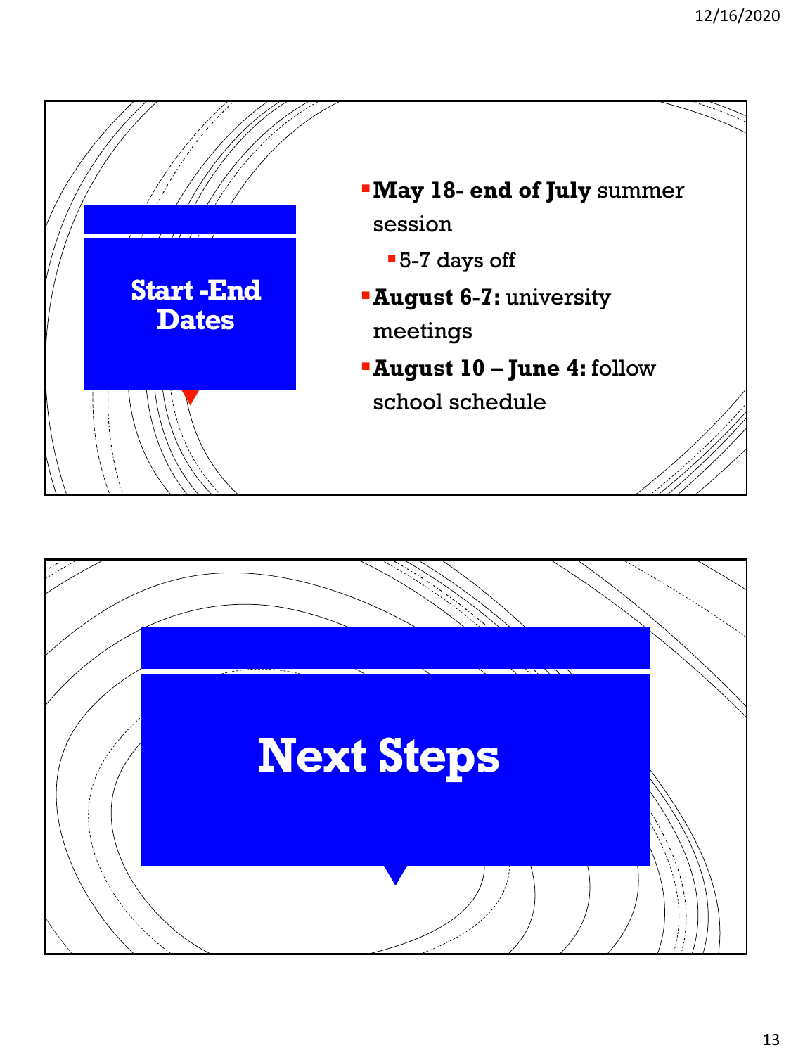## Start -End Dates

- **May 18- end of July** summer session
  - 5-7 days off
- **August 6-7:** university meetings
- **August 10 – June 4:** follow school schedule

## Next Steps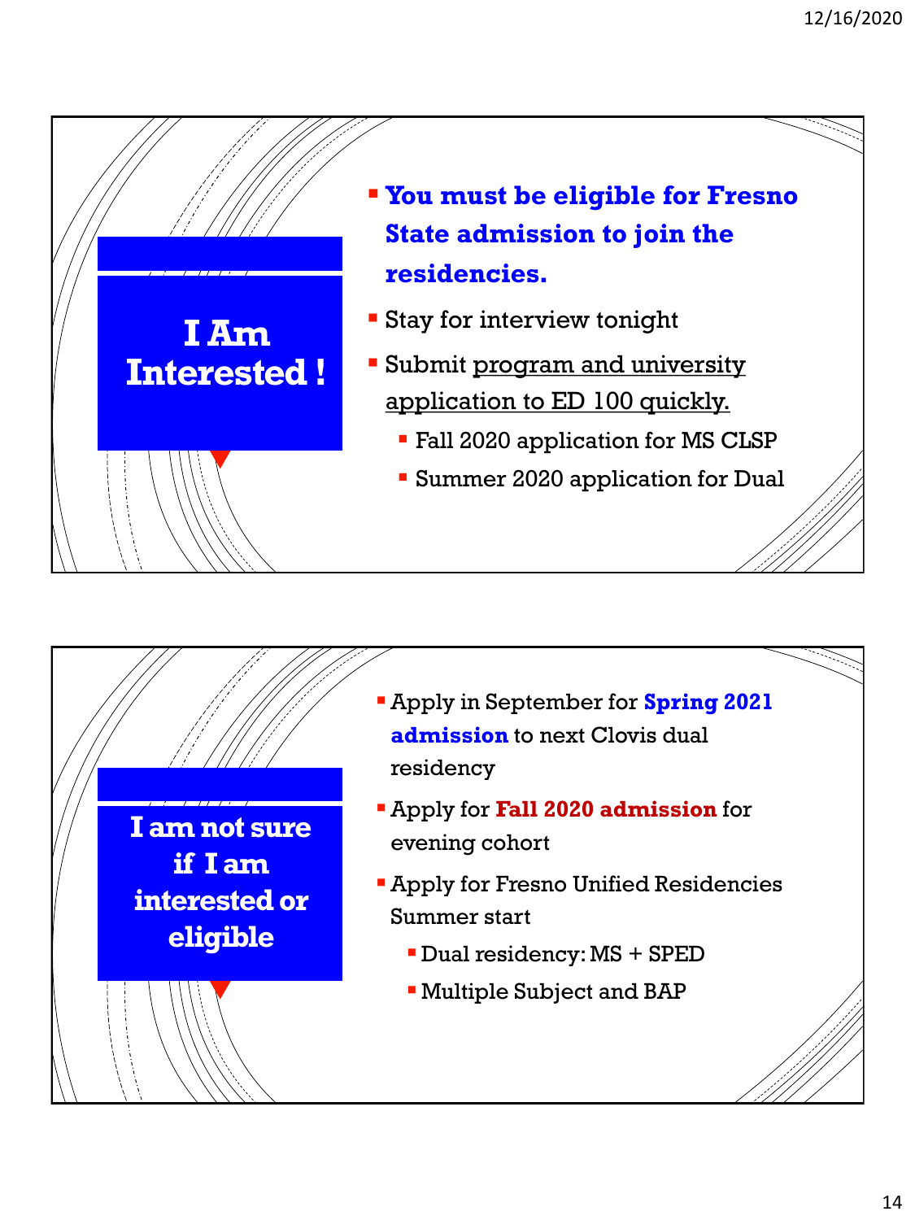## I Am Interested !

- **You must be eligible for Fresno State admission to join the residencies.**
- Stay for interview tonight
- Submit program and university application to ED 100 quickly.
  - Fall 2020 application for MS CLSP
  - Summer 2020 application for Dual

## I am not sure if I am interested or eligible

- Apply in September for **Spring 2021 admission** to next Clovis dual residency
- Apply for **Fall 2020 admission** for evening cohort
- Apply for Fresno Unified Residencies Summer start
  - Dual residency: MS + SPED
  - Multiple Subject and BAP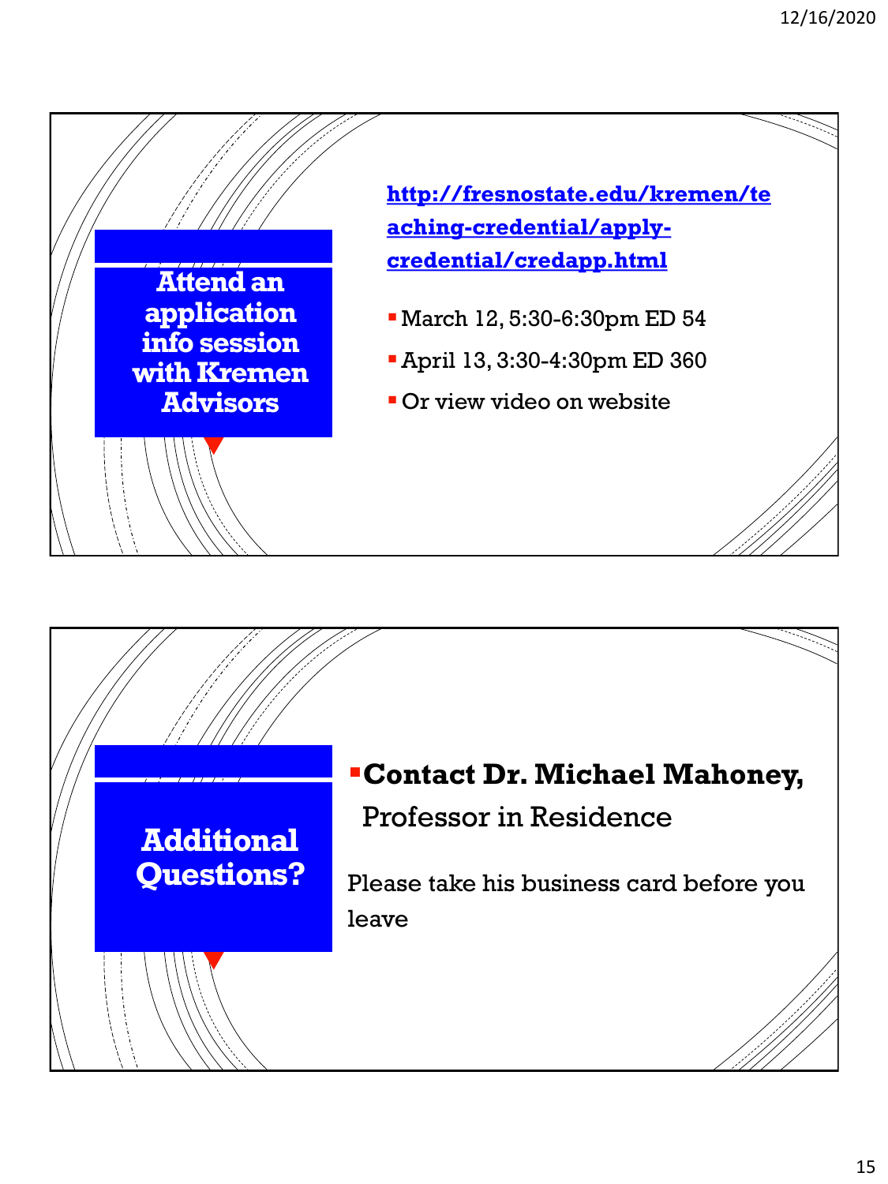## Attend an application info session with Kremen Advisors

http://fresnostate.edu/kremen/teaching-credential/apply-credential/credapp.html

- March 12, 5:30-6:30pm ED 54
- April 13, 3:30-4:30pm ED 360
- Or view video on website

## Additional Questions?

- **Contact Dr. Michael Mahoney,** Professor in Residence

Please take his business card before you leave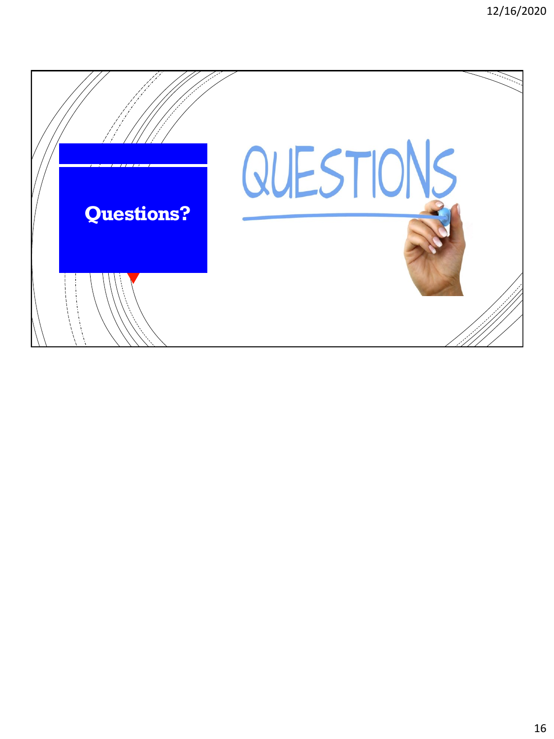# Questions?

QUESTIONS